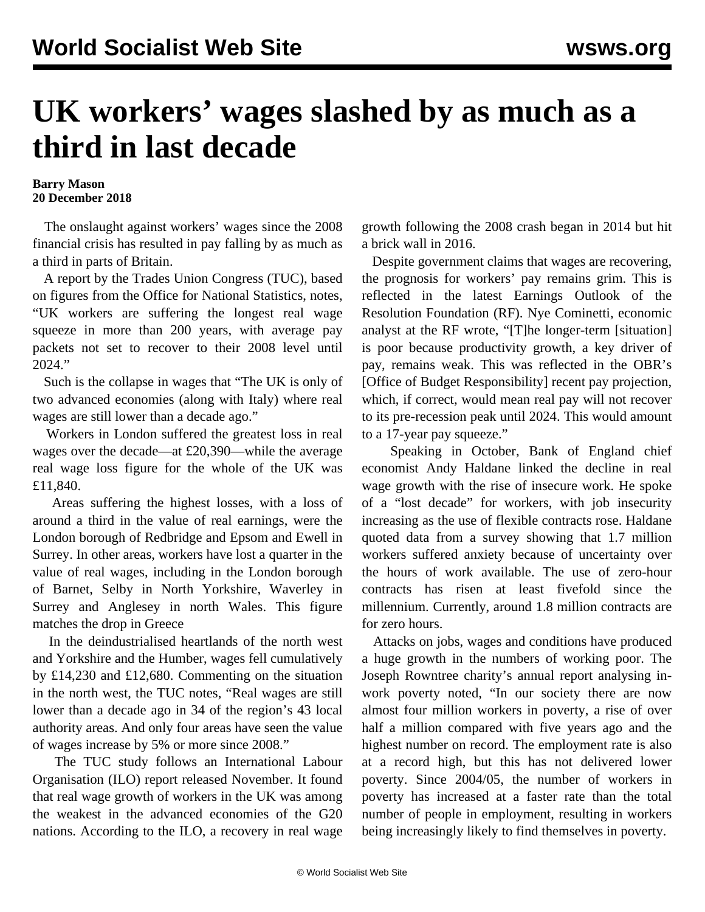# UK workers' wages slashed by as much as a third in last decade

**Barry Mason**
**20 December 2018**

The onslaught against workers' wages since the 2008 financial crisis has resulted in pay falling by as much as a third in parts of Britain.

A report by the Trades Union Congress (TUC), based on figures from the Office for National Statistics, notes, "UK workers are suffering the longest real wage squeeze in more than 200 years, with average pay packets not set to recover to their 2008 level until 2024."

Such is the collapse in wages that "The UK is only of two advanced economies (along with Italy) where real wages are still lower than a decade ago."

Workers in London suffered the greatest loss in real wages over the decade—at £20,390—while the average real wage loss figure for the whole of the UK was £11,840.

Areas suffering the highest losses, with a loss of around a third in the value of real earnings, were the London borough of Redbridge and Epsom and Ewell in Surrey. In other areas, workers have lost a quarter in the value of real wages, including in the London borough of Barnet, Selby in North Yorkshire, Waverley in Surrey and Anglesey in north Wales. This figure matches the drop in Greece

In the deindustrialised heartlands of the north west and Yorkshire and the Humber, wages fell cumulatively by £14,230 and £12,680. Commenting on the situation in the north west, the TUC notes, "Real wages are still lower than a decade ago in 34 of the region's 43 local authority areas. And only four areas have seen the value of wages increase by 5% or more since 2008."

The TUC study follows an International Labour Organisation (ILO) report released November. It found that real wage growth of workers in the UK was among the weakest in the advanced economies of the G20 nations. According to the ILO, a recovery in real wage growth following the 2008 crash began in 2014 but hit a brick wall in 2016.

Despite government claims that wages are recovering, the prognosis for workers' pay remains grim. This is reflected in the latest Earnings Outlook of the Resolution Foundation (RF). Nye Cominetti, economic analyst at the RF wrote, "[T]he longer-term [situation] is poor because productivity growth, a key driver of pay, remains weak. This was reflected in the OBR's [Office of Budget Responsibility] recent pay projection, which, if correct, would mean real pay will not recover to its pre-recession peak until 2024. This would amount to a 17-year pay squeeze."

Speaking in October, Bank of England chief economist Andy Haldane linked the decline in real wage growth with the rise of insecure work. He spoke of a "lost decade" for workers, with job insecurity increasing as the use of flexible contracts rose. Haldane quoted data from a survey showing that 1.7 million workers suffered anxiety because of uncertainty over the hours of work available. The use of zero-hour contracts has risen at least fivefold since the millennium. Currently, around 1.8 million contracts are for zero hours.

Attacks on jobs, wages and conditions have produced a huge growth in the numbers of working poor. The Joseph Rowntree charity's annual report analysing in-work poverty noted, "In our society there are now almost four million workers in poverty, a rise of over half a million compared with five years ago and the highest number on record. The employment rate is also at a record high, but this has not delivered lower poverty. Since 2004/05, the number of workers in poverty has increased at a faster rate than the total number of people in employment, resulting in workers being increasingly likely to find themselves in poverty.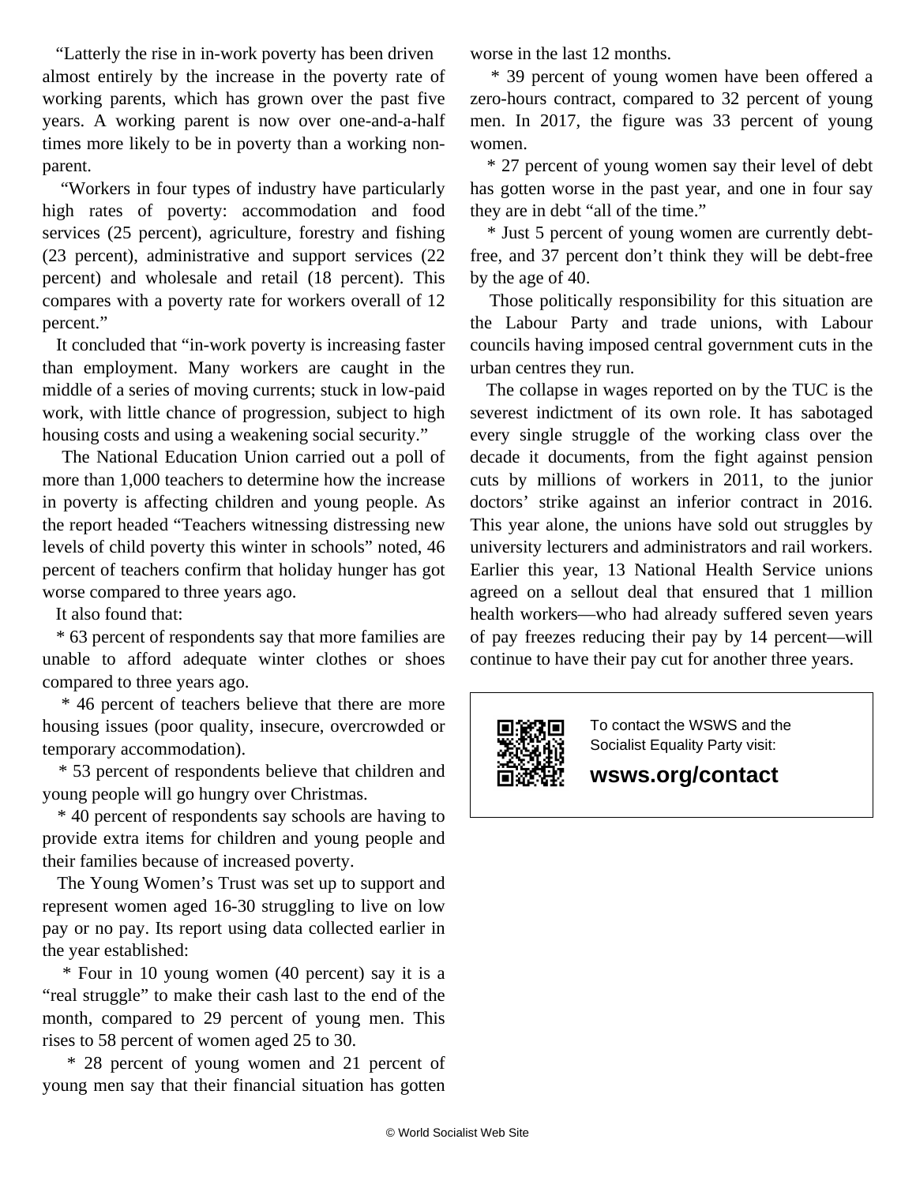"Latterly the rise in in-work poverty has been driven almost entirely by the increase in the poverty rate of working parents, which has grown over the past five years. A working parent is now over one-and-a-half times more likely to be in poverty than a working non-parent.

"Workers in four types of industry have particularly high rates of poverty: accommodation and food services (25 percent), agriculture, forestry and fishing (23 percent), administrative and support services (22 percent) and wholesale and retail (18 percent). This compares with a poverty rate for workers overall of 12 percent."

It concluded that "in-work poverty is increasing faster than employment. Many workers are caught in the middle of a series of moving currents; stuck in low-paid work, with little chance of progression, subject to high housing costs and using a weakening social security."

The National Education Union carried out a poll of more than 1,000 teachers to determine how the increase in poverty is affecting children and young people. As the report headed "Teachers witnessing distressing new levels of child poverty this winter in schools" noted, 46 percent of teachers confirm that holiday hunger has got worse compared to three years ago.

It also found that:

* 63 percent of respondents say that more families are unable to afford adequate winter clothes or shoes compared to three years ago.

* 46 percent of teachers believe that there are more housing issues (poor quality, insecure, overcrowded or temporary accommodation).

* 53 percent of respondents believe that children and young people will go hungry over Christmas.

* 40 percent of respondents say schools are having to provide extra items for children and young people and their families because of increased poverty.

The Young Women's Trust was set up to support and represent women aged 16-30 struggling to live on low pay or no pay. Its report using data collected earlier in the year established:

* Four in 10 young women (40 percent) say it is a "real struggle" to make their cash last to the end of the month, compared to 29 percent of young men. This rises to 58 percent of women aged 25 to 30.

* 28 percent of young women and 21 percent of young men say that their financial situation has gotten worse in the last 12 months.

* 39 percent of young women have been offered a zero-hours contract, compared to 32 percent of young men. In 2017, the figure was 33 percent of young women.

* 27 percent of young women say their level of debt has gotten worse in the past year, and one in four say they are in debt "all of the time."

* Just 5 percent of young women are currently debt-free, and 37 percent don't think they will be debt-free by the age of 40.

Those politically responsibility for this situation are the Labour Party and trade unions, with Labour councils having imposed central government cuts in the urban centres they run.

The collapse in wages reported on by the TUC is the severest indictment of its own role. It has sabotaged every single struggle of the working class over the decade it documents, from the fight against pension cuts by millions of workers in 2011, to the junior doctors' strike against an inferior contract in 2016. This year alone, the unions have sold out struggles by university lecturers and administrators and rail workers. Earlier this year, 13 National Health Service unions agreed on a sellout deal that ensured that 1 million health workers—who had already suffered seven years of pay freezes reducing their pay by 14 percent—will continue to have their pay cut for another three years.

To contact the WSWS and the Socialist Equality Party visit:

**wsws.org/contact**